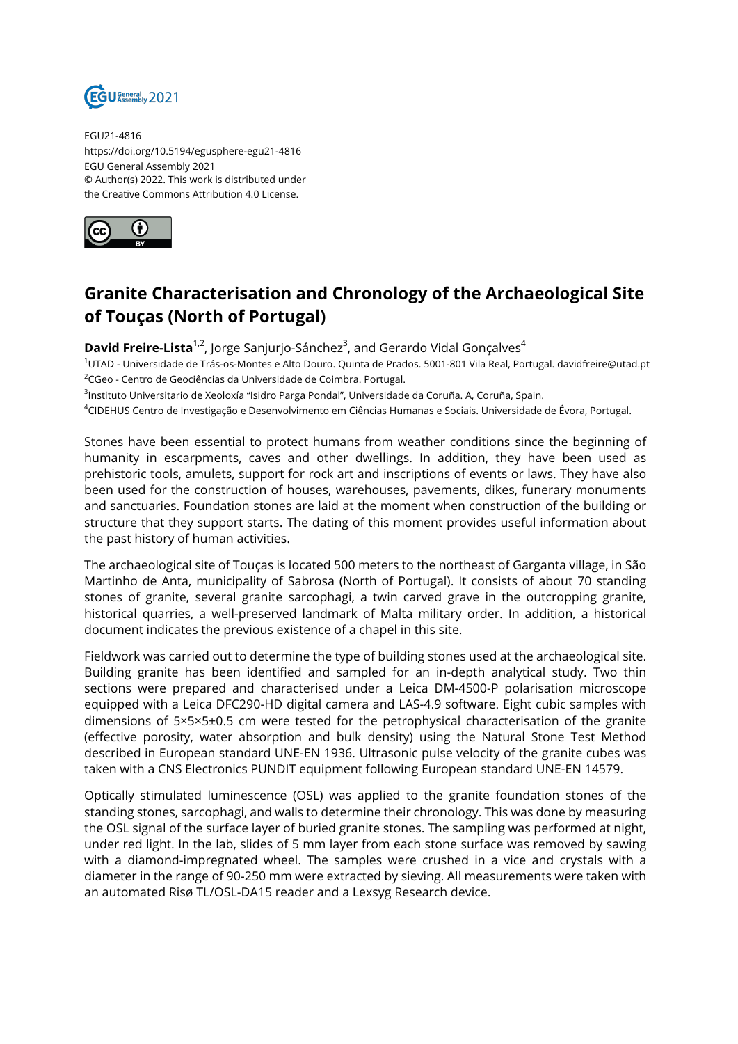EGU21-4816
https://doi.org/10.5194/egusphere-egu21-4816
EGU General Assembly 2021
© Author(s) 2022. This work is distributed under
the Creative Commons Attribution 4.0 License.

# Granite Characterisation and Chronology of the Archaeological Site of Touças (North of Portugal)

**David Freire-Lista**[1,2], Jorge Sanjurjo-Sánchez[3], and Gerardo Vidal Gonçalves[4]

[1]UTAD - Universidade de Trás-os-Montes e Alto Douro. Quinta de Prados. 5001-801 Vila Real, Portugal. davidfreire@utad.pt
[2]CGeo - Centro de Geociências da Universidade de Coimbra. Portugal.
[3]Instituto Universitario de Xeoloxía "Isidro Parga Pondal", Universidade da Coruña. A, Coruña, Spain.
[4]CIDEHUS Centro de Investigação e Desenvolvimento em Ciências Humanas e Sociais. Universidade de Évora, Portugal.

Stones have been essential to protect humans from weather conditions since the beginning of humanity in escarpments, caves and other dwellings. In addition, they have been used as prehistoric tools, amulets, support for rock art and inscriptions of events or laws. They have also been used for the construction of houses, warehouses, pavements, dikes, funerary monuments and sanctuaries. Foundation stones are laid at the moment when construction of the building or structure that they support starts. The dating of this moment provides useful information about the past history of human activities.

The archaeological site of Touças is located 500 meters to the northeast of Garganta village, in São Martinho de Anta, municipality of Sabrosa (North of Portugal). It consists of about 70 standing stones of granite, several granite sarcophagi, a twin carved grave in the outcropping granite, historical quarries, a well-preserved landmark of Malta military order. In addition, a historical document indicates the previous existence of a chapel in this site.

Fieldwork was carried out to determine the type of building stones used at the archaeological site. Building granite has been identified and sampled for an in-depth analytical study. Two thin sections were prepared and characterised under a Leica DM-4500-P polarisation microscope equipped with a Leica DFC290-HD digital camera and LAS-4.9 software. Eight cubic samples with dimensions of 5×5×5±0.5 cm were tested for the petrophysical characterisation of the granite (effective porosity, water absorption and bulk density) using the Natural Stone Test Method described in European standard UNE-EN 1936. Ultrasonic pulse velocity of the granite cubes was taken with a CNS Electronics PUNDIT equipment following European standard UNE-EN 14579.

Optically stimulated luminescence (OSL) was applied to the granite foundation stones of the standing stones, sarcophagi, and walls to determine their chronology. This was done by measuring the OSL signal of the surface layer of buried granite stones. The sampling was performed at night, under red light. In the lab, slides of 5 mm layer from each stone surface was removed by sawing with a diamond-impregnated wheel. The samples were crushed in a vice and crystals with a diameter in the range of 90-250 mm were extracted by sieving. All measurements were taken with an automated Risø TL/OSL-DA15 reader and a Lexsyg Research device.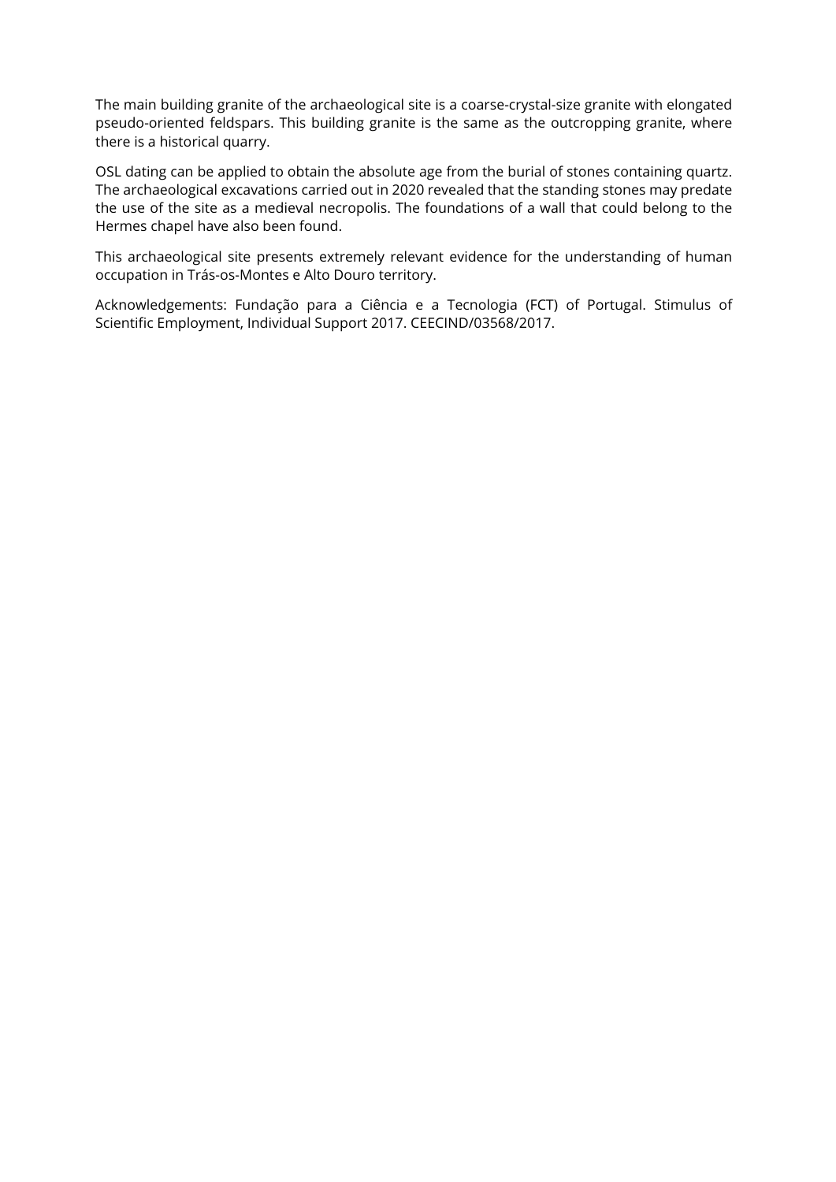The main building granite of the archaeological site is a coarse-crystal-size granite with elongated pseudo-oriented feldspars. This building granite is the same as the outcropping granite, where there is a historical quarry.

OSL dating can be applied to obtain the absolute age from the burial of stones containing quartz. The archaeological excavations carried out in 2020 revealed that the standing stones may predate the use of the site as a medieval necropolis. The foundations of a wall that could belong to the Hermes chapel have also been found.

This archaeological site presents extremely relevant evidence for the understanding of human occupation in Trás-os-Montes e Alto Douro territory.

Acknowledgements: Fundação para a Ciência e a Tecnologia (FCT) of Portugal. Stimulus of Scientific Employment, Individual Support 2017. CEECIND/03568/2017.